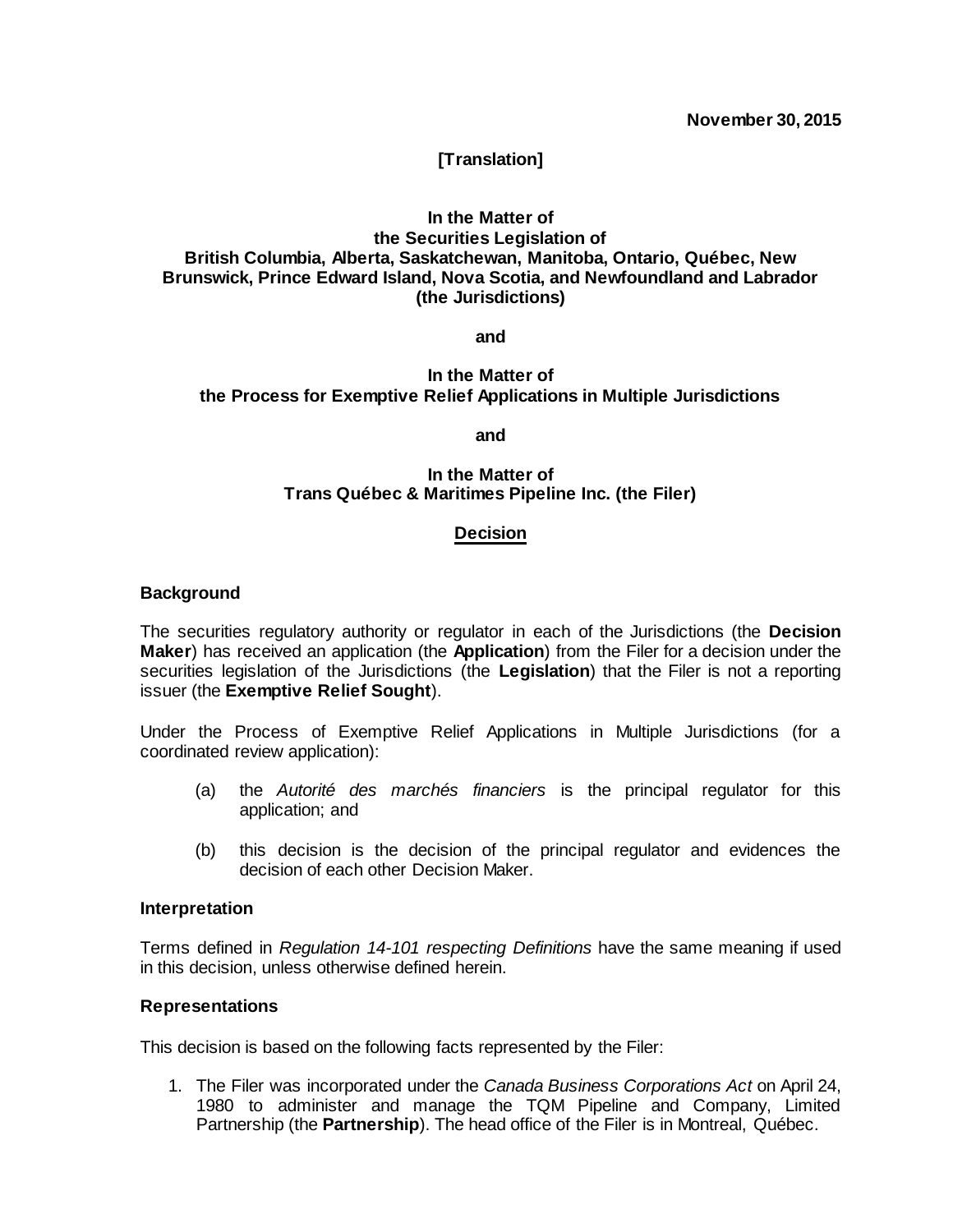**November 30, 2015**

**[Translation]**

**In the Matter of**
**the Securities Legislation of**
**British Columbia, Alberta, Saskatchewan, Manitoba, Ontario, Québec, New Brunswick, Prince Edward Island, Nova Scotia, and Newfoundland and Labrador**
**(the Jurisdictions)**

**and**

**In the Matter of**
**the Process for Exemptive Relief Applications in Multiple Jurisdictions**

**and**

**In the Matter of**
**Trans Québec & Maritimes Pipeline Inc. (the Filer)**

## Decision

### Background

The securities regulatory authority or regulator in each of the Jurisdictions (the **Decision Maker**) has received an application (the **Application**) from the Filer for a decision under the securities legislation of the Jurisdictions (the **Legislation**) that the Filer is not a reporting issuer (the **Exemptive Relief Sought**).

Under the Process of Exemptive Relief Applications in Multiple Jurisdictions (for a coordinated review application):

(a) the *Autorité des marchés financiers* is the principal regulator for this application; and

(b) this decision is the decision of the principal regulator and evidences the decision of each other Decision Maker.

### Interpretation

Terms defined in *Regulation 14-101 respecting Definitions* have the same meaning if used in this decision, unless otherwise defined herein.

### Representations

This decision is based on the following facts represented by the Filer:

1. The Filer was incorporated under the *Canada Business Corporations Act* on April 24, 1980 to administer and manage the TQM Pipeline and Company, Limited Partnership (the **Partnership**). The head office of the Filer is in Montreal, Québec.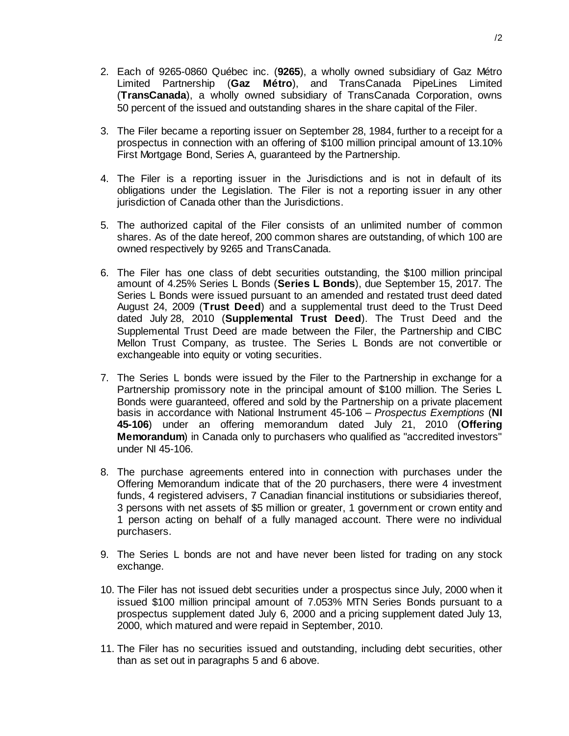2. Each of 9265-0860 Québec inc. (**9265**), a wholly owned subsidiary of Gaz Métro Limited Partnership (**Gaz Métro**), and TransCanada PipeLines Limited (**TransCanada**), a wholly owned subsidiary of TransCanada Corporation, owns 50 percent of the issued and outstanding shares in the share capital of the Filer.

3. The Filer became a reporting issuer on September 28, 1984, further to a receipt for a prospectus in connection with an offering of $100 million principal amount of 13.10% First Mortgage Bond, Series A, guaranteed by the Partnership.

4. The Filer is a reporting issuer in the Jurisdictions and is not in default of its obligations under the Legislation. The Filer is not a reporting issuer in any other jurisdiction of Canada other than the Jurisdictions.

5. The authorized capital of the Filer consists of an unlimited number of common shares. As of the date hereof, 200 common shares are outstanding, of which 100 are owned respectively by 9265 and TransCanada.

6. The Filer has one class of debt securities outstanding, the $100 million principal amount of 4.25% Series L Bonds (**Series L Bonds**), due September 15, 2017. The Series L Bonds were issued pursuant to an amended and restated trust deed dated August 24, 2009 (**Trust Deed**) and a supplemental trust deed to the Trust Deed dated July 28, 2010 (**Supplemental Trust Deed**). The Trust Deed and the Supplemental Trust Deed are made between the Filer, the Partnership and CIBC Mellon Trust Company, as trustee. The Series L Bonds are not convertible or exchangeable into equity or voting securities.

7. The Series L bonds were issued by the Filer to the Partnership in exchange for a Partnership promissory note in the principal amount of $100 million. The Series L Bonds were guaranteed, offered and sold by the Partnership on a private placement basis in accordance with National Instrument 45-106 – *Prospectus Exemptions* (**NI 45-106**) under an offering memorandum dated July 21, 2010 (**Offering Memorandum**) in Canada only to purchasers who qualified as "accredited investors" under NI 45-106.

8. The purchase agreements entered into in connection with purchases under the Offering Memorandum indicate that of the 20 purchasers, there were 4 investment funds, 4 registered advisers, 7 Canadian financial institutions or subsidiaries thereof, 3 persons with net assets of $5 million or greater, 1 government or crown entity and 1 person acting on behalf of a fully managed account. There were no individual purchasers.

9. The Series L bonds are not and have never been listed for trading on any stock exchange.

10. The Filer has not issued debt securities under a prospectus since July, 2000 when it issued $100 million principal amount of 7.053% MTN Series Bonds pursuant to a prospectus supplement dated July 6, 2000 and a pricing supplement dated July 13, 2000, which matured and were repaid in September, 2010.

11. The Filer has no securities issued and outstanding, including debt securities, other than as set out in paragraphs 5 and 6 above.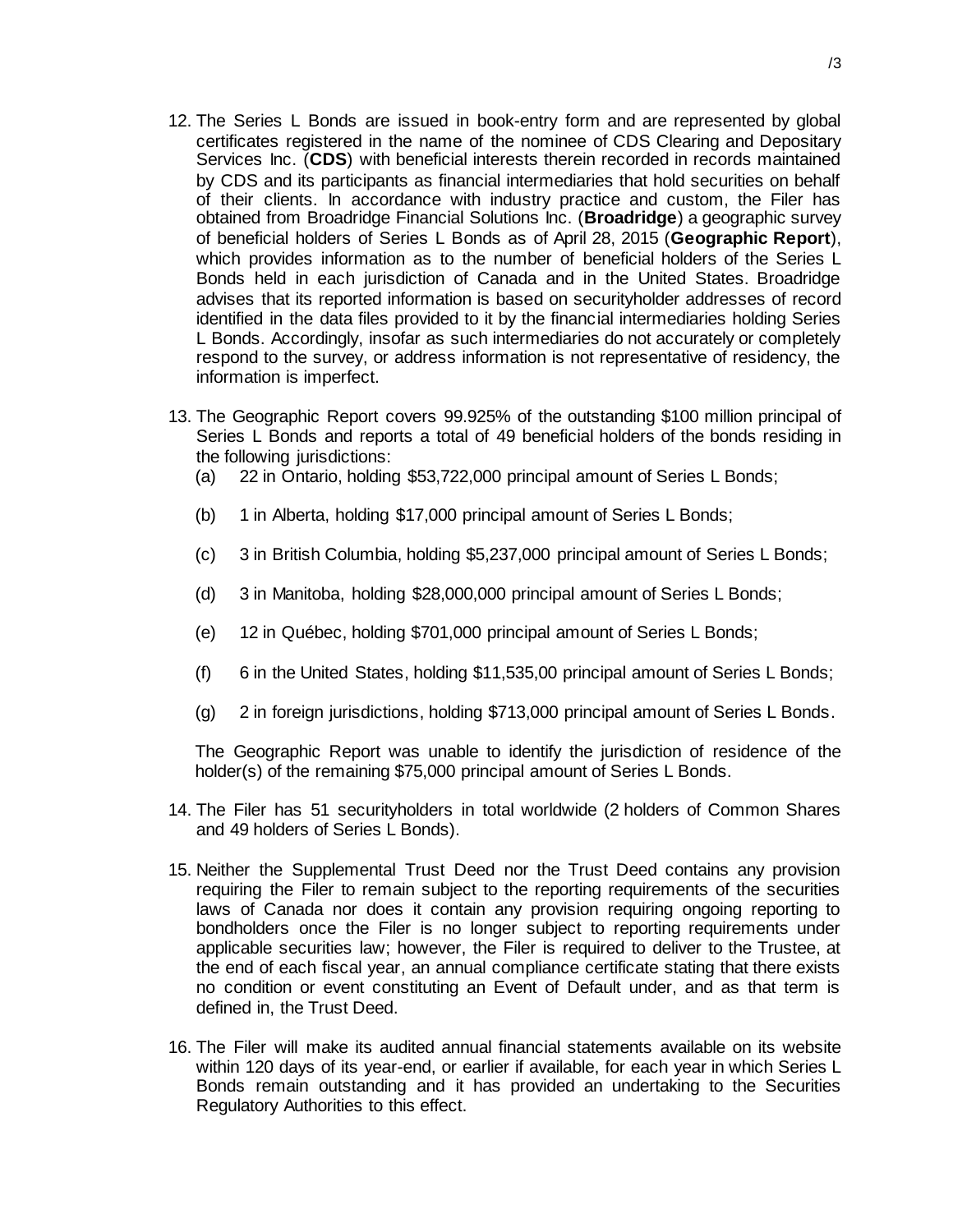12. The Series L Bonds are issued in book-entry form and are represented by global certificates registered in the name of the nominee of CDS Clearing and Depositary Services Inc. (**CDS**) with beneficial interests therein recorded in records maintained by CDS and its participants as financial intermediaries that hold securities on behalf of their clients. In accordance with industry practice and custom, the Filer has obtained from Broadridge Financial Solutions Inc. (**Broadridge**) a geographic survey of beneficial holders of Series L Bonds as of April 28, 2015 (**Geographic Report**), which provides information as to the number of beneficial holders of the Series L Bonds held in each jurisdiction of Canada and in the United States. Broadridge advises that its reported information is based on securityholder addresses of record identified in the data files provided to it by the financial intermediaries holding Series L Bonds. Accordingly, insofar as such intermediaries do not accurately or completely respond to the survey, or address information is not representative of residency, the information is imperfect.

13. The Geographic Report covers 99.925% of the outstanding $100 million principal of Series L Bonds and reports a total of 49 beneficial holders of the bonds residing in the following jurisdictions:
    (a) 22 in Ontario, holding $53,722,000 principal amount of Series L Bonds;

    (b) 1 in Alberta, holding $17,000 principal amount of Series L Bonds;

    (c) 3 in British Columbia, holding $5,237,000 principal amount of Series L Bonds;

    (d) 3 in Manitoba, holding $28,000,000 principal amount of Series L Bonds;

    (e) 12 in Québec, holding $701,000 principal amount of Series L Bonds;

    (f) 6 in the United States, holding $11,535,00 principal amount of Series L Bonds;

    (g) 2 in foreign jurisdictions, holding $713,000 principal amount of Series L Bonds.

    The Geographic Report was unable to identify the jurisdiction of residence of the holder(s) of the remaining $75,000 principal amount of Series L Bonds.

14. The Filer has 51 securityholders in total worldwide (2 holders of Common Shares and 49 holders of Series L Bonds).

15. Neither the Supplemental Trust Deed nor the Trust Deed contains any provision requiring the Filer to remain subject to the reporting requirements of the securities laws of Canada nor does it contain any provision requiring ongoing reporting to bondholders once the Filer is no longer subject to reporting requirements under applicable securities law; however, the Filer is required to deliver to the Trustee, at the end of each fiscal year, an annual compliance certificate stating that there exists no condition or event constituting an Event of Default under, and as that term is defined in, the Trust Deed.

16. The Filer will make its audited annual financial statements available on its website within 120 days of its year-end, or earlier if available, for each year in which Series L Bonds remain outstanding and it has provided an undertaking to the Securities Regulatory Authorities to this effect.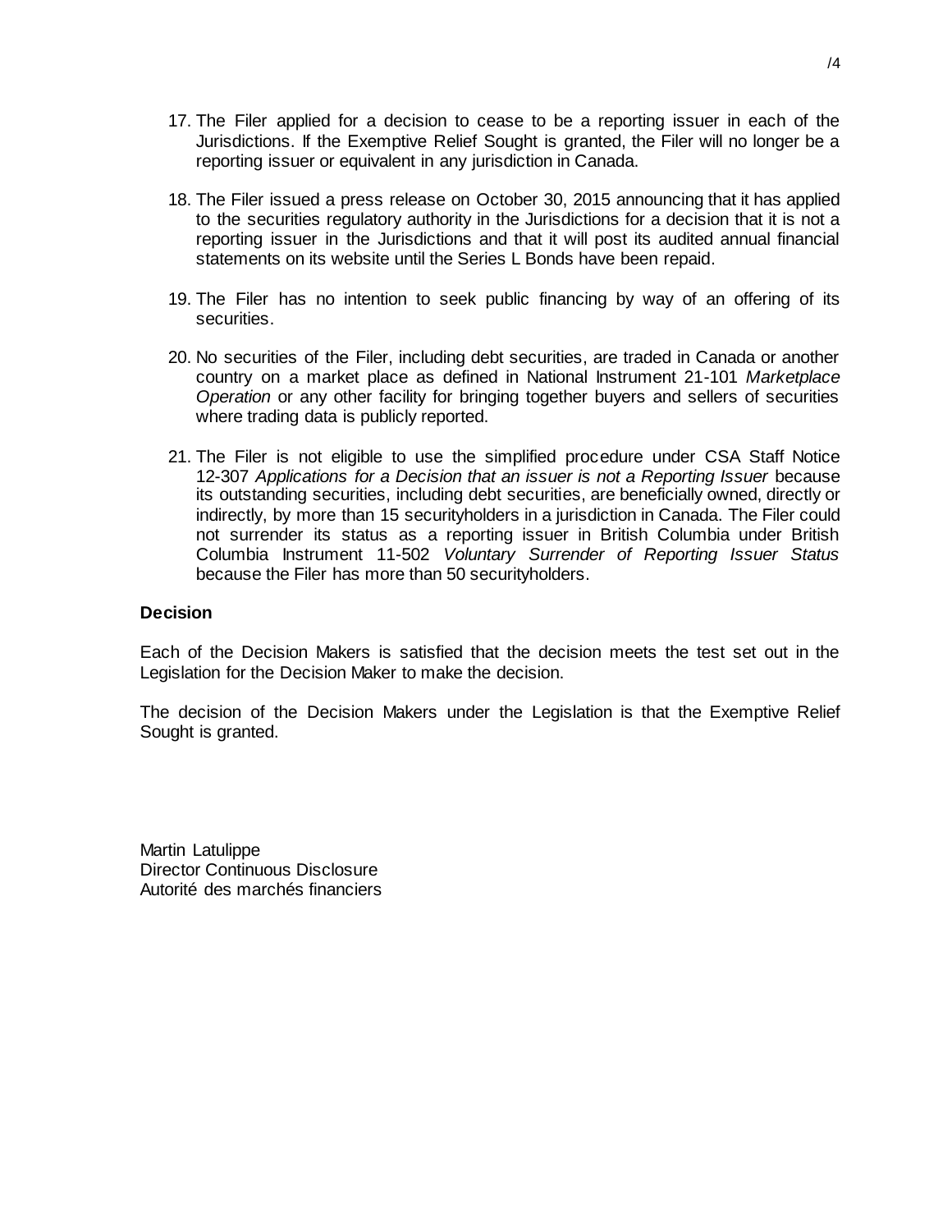17. The Filer applied for a decision to cease to be a reporting issuer in each of the Jurisdictions. If the Exemptive Relief Sought is granted, the Filer will no longer be a reporting issuer or equivalent in any jurisdiction in Canada.

18. The Filer issued a press release on October 30, 2015 announcing that it has applied to the securities regulatory authority in the Jurisdictions for a decision that it is not a reporting issuer in the Jurisdictions and that it will post its audited annual financial statements on its website until the Series L Bonds have been repaid.

19. The Filer has no intention to seek public financing by way of an offering of its securities.

20. No securities of the Filer, including debt securities, are traded in Canada or another country on a market place as defined in National Instrument 21-101 *Marketplace Operation* or any other facility for bringing together buyers and sellers of securities where trading data is publicly reported.

21. The Filer is not eligible to use the simplified procedure under CSA Staff Notice 12-307 *Applications for a Decision that an issuer is not a Reporting Issuer* because its outstanding securities, including debt securities, are beneficially owned, directly or indirectly, by more than 15 securityholders in a jurisdiction in Canada. The Filer could not surrender its status as a reporting issuer in British Columbia under British Columbia Instrument 11-502 *Voluntary Surrender of Reporting Issuer Status* because the Filer has more than 50 securityholders.

**Decision**

Each of the Decision Makers is satisfied that the decision meets the test set out in the Legislation for the Decision Maker to make the decision.

The decision of the Decision Makers under the Legislation is that the Exemptive Relief Sought is granted.

Martin Latulippe
Director Continuous Disclosure
Autorité des marchés financiers